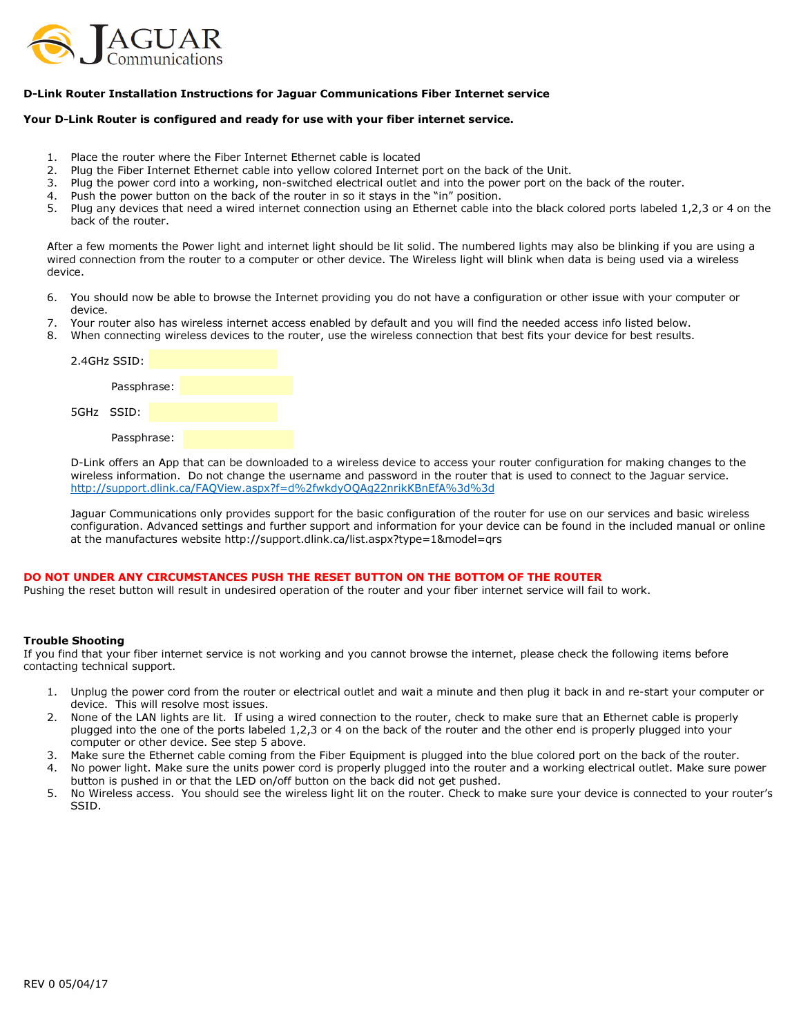JAGUAR Communications

**D-Link Router Installation Instructions for Jaguar Communications Fiber Internet service**

**Your D-Link Router is configured and ready for use with your fiber internet service.**

1. Place the router where the Fiber Internet Ethernet cable is located
2. Plug the Fiber Internet Ethernet cable into yellow colored Internet port on the back of the Unit.
3. Plug the power cord into a working, non-switched electrical outlet and into the power port on the back of the router.
4. Push the power button on the back of the router in so it stays in the "in" position.
5. Plug any devices that need a wired internet connection using an Ethernet cable into the black colored ports labeled 1,2,3 or 4 on the back of the router.

After a few moments the Power light and internet light should be lit solid. The numbered lights may also be blinking if you are using a wired connection from the router to a computer or other device. The Wireless light will blink when data is being used via a wireless device.

6. You should now be able to browse the Internet providing you do not have a configuration or other issue with your computer or device.
7. Your router also has wireless internet access enabled by default and you will find the needed access info listed below.
8. When connecting wireless devices to the router, use the wireless connection that best fits your device for best results.

2.4GHz SSID:

Passphrase:

5GHz SSID:

Passphrase:

D-Link offers an App that can be downloaded to a wireless device to access your router configuration for making changes to the wireless information. Do not change the username and password in the router that is used to connect to the Jaguar service.
http://support.dlink.ca/FAQView.aspx?f=d%2fwkdyOQAg22nrikKBnEfA%3d%3d

Jaguar Communications only provides support for the basic configuration of the router for use on our services and basic wireless configuration. Advanced settings and further support and information for your device can be found in the included manual or online at the manufactures website http://support.dlink.ca/list.aspx?type=1&model=qrs

**DO NOT UNDER ANY CIRCUMSTANCES PUSH THE RESET BUTTON ON THE BOTTOM OF THE ROUTER**
Pushing the reset button will result in undesired operation of the router and your fiber internet service will fail to work.

**Trouble Shooting**
If you find that your fiber internet service is not working and you cannot browse the internet, please check the following items before contacting technical support.

1. Unplug the power cord from the router or electrical outlet and wait a minute and then plug it back in and re-start your computer or device. This will resolve most issues.
2. None of the LAN lights are lit. If using a wired connection to the router, check to make sure that an Ethernet cable is properly plugged into the one of the ports labeled 1,2,3 or 4 on the back of the router and the other end is properly plugged into your computer or other device. See step 5 above.
3. Make sure the Ethernet cable coming from the Fiber Equipment is plugged into the blue colored port on the back of the router.
4. No power light. Make sure the units power cord is properly plugged into the router and a working electrical outlet. Make sure power button is pushed in or that the LED on/off button on the back did not get pushed.
5. No Wireless access. You should see the wireless light lit on the router. Check to make sure your device is connected to your router's SSID.

REV 0 05/04/17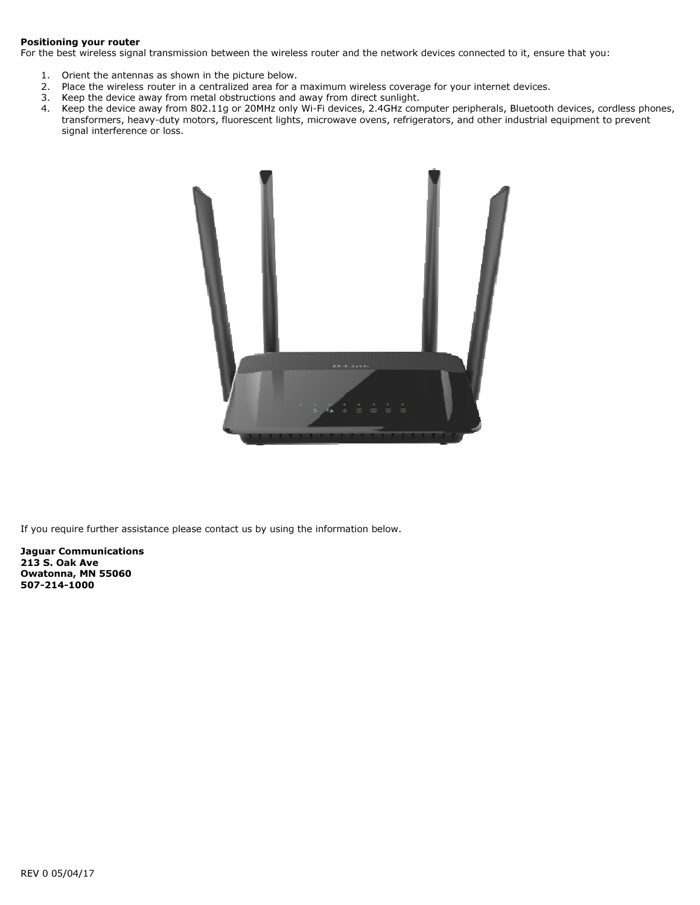**Positioning your router**

For the best wireless signal transmission between the wireless router and the network devices connected to it, ensure that you:

1. Orient the antennas as shown in the picture below.
2. Place the wireless router in a centralized area for a maximum wireless coverage for your internet devices.
3. Keep the device away from metal obstructions and away from direct sunlight.
4. Keep the device away from 802.11g or 20MHz only Wi-Fi devices, 2.4GHz computer peripherals, Bluetooth devices, cordless phones, transformers, heavy-duty motors, fluorescent lights, microwave ovens, refrigerators, and other industrial equipment to prevent signal interference or loss.

If you require further assistance please contact us by using the information below.

**Jaguar Communications**
**213 S. Oak Ave**
**Owatonna, MN 55060**
**507-214-1000**

REV 0 05/04/17